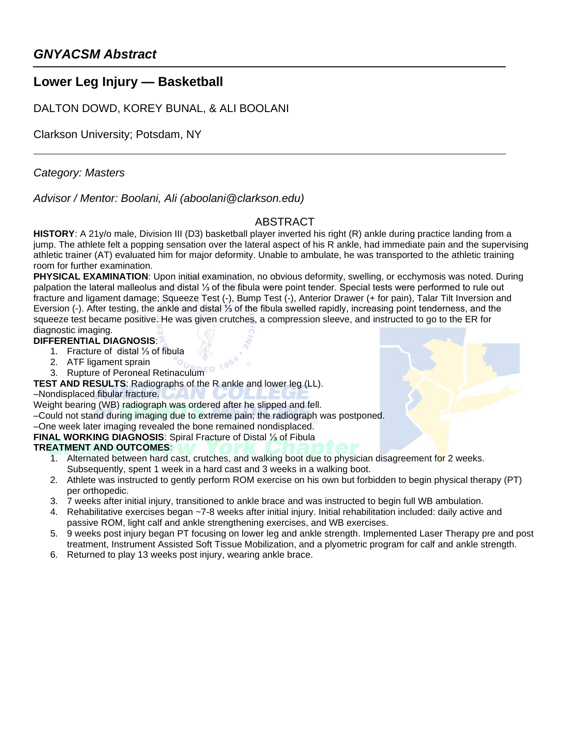## *GNYACSM Abstract*

# Lower Leg Injury — Basketball

DALTON DOWD, KOREY BUNAL, & ALI BOOLANI

Clarkson University; Potsdam, NY

*Category: Masters*

*Advisor / Mentor: Boolani, Ali (aboolani@clarkson.edu)*

## ABSTRACT

**HISTORY**: A 21y/o male, Division III (D3) basketball player inverted his right (R) ankle during practice landing from a jump. The athlete felt a popping sensation over the lateral aspect of his R ankle, had immediate pain and the supervising athletic trainer (AT) evaluated him for major deformity. Unable to ambulate, he was transported to the athletic training room for further examination.

**PHYSICAL EXAMINATION**: Upon initial examination, no obvious deformity, swelling, or ecchymosis was noted. During palpation the lateral malleolus and distal ⅓ of the fibula were point tender. Special tests were performed to rule out fracture and ligament damage; Squeeze Test (-), Bump Test (-), Anterior Drawer (+ for pain), Talar Tilt Inversion and Eversion (-). After testing, the ankle and distal ⅓ of the fibula swelled rapidly, increasing point tenderness, and the squeeze test became positive. He was given crutches, a compression sleeve, and instructed to go to the ER for diagnostic imaging.

**DIFFERENTIAL DIAGNOSIS**:

1. Fracture of distal ⅓ of fibula
2. ATF ligament sprain
3. Rupture of Peroneal Retinaculum

**TEST AND RESULTS**: Radiographs of the R ankle and lower leg (LL).

–Nondisplaced fibular fracture.

Weight bearing (WB) radiograph was ordered after he slipped and fell.

–Could not stand during imaging due to extreme pain; the radiograph was postponed.

–One week later imaging revealed the bone remained nondisplaced.

**FINAL WORKING DIAGNOSIS**: Spiral Fracture of Distal ⅓ of Fibula

**TREATMENT AND OUTCOMES**:

1. Alternated between hard cast, crutches, and walking boot due to physician disagreement for 2 weeks. Subsequently, spent 1 week in a hard cast and 3 weeks in a walking boot.
2. Athlete was instructed to gently perform ROM exercise on his own but forbidden to begin physical therapy (PT) per orthopedic.
3. 7 weeks after initial injury, transitioned to ankle brace and was instructed to begin full WB ambulation.
4. Rehabilitative exercises began ~7-8 weeks after initial injury. Initial rehabilitation included: daily active and passive ROM, light calf and ankle strengthening exercises, and WB exercises.
5. 9 weeks post injury began PT focusing on lower leg and ankle strength. Implemented Laser Therapy pre and post treatment, Instrument Assisted Soft Tissue Mobilization, and a plyometric program for calf and ankle strength.
6. Returned to play 13 weeks post injury, wearing ankle brace.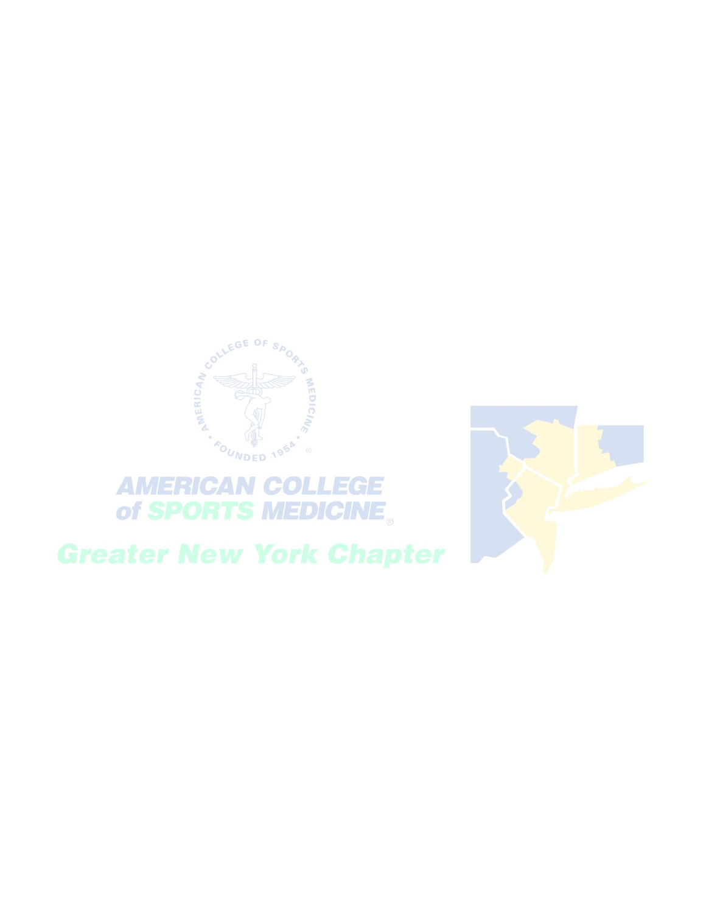AMERICAN COLLEGE of SPORTS MEDICINE

Greater New York Chapter